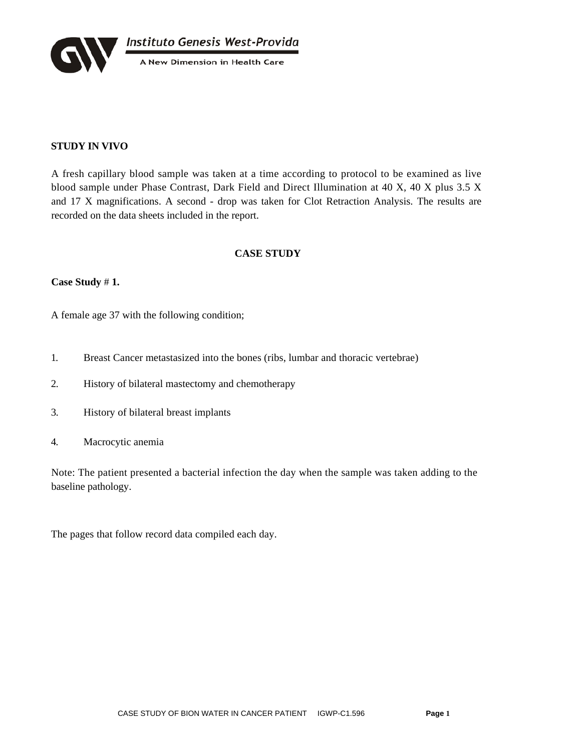Instituto Genesis West-Provida

A New Dimension in Health Care

**STUDY IN VIVO**

A fresh capillary blood sample was taken at a time according to protocol to be examined as live blood sample under Phase Contrast, Dark Field and Direct Illumination at 40 X, 40 X plus 3.5 X and 17 X magnifications. A second - drop was taken for Clot Retraction Analysis. The results are recorded on the data sheets included in the report.

## CASE STUDY

**Case Study # 1.**

A female age 37 with the following condition;

1. Breast Cancer metastasized into the bones (ribs, lumbar and thoracic vertebrae)
2. History of bilateral mastectomy and chemotherapy
3. History of bilateral breast implants
4. Macrocytic anemia

Note: The patient presented a bacterial infection the day when the sample was taken adding to the baseline pathology.

The pages that follow record data compiled each day.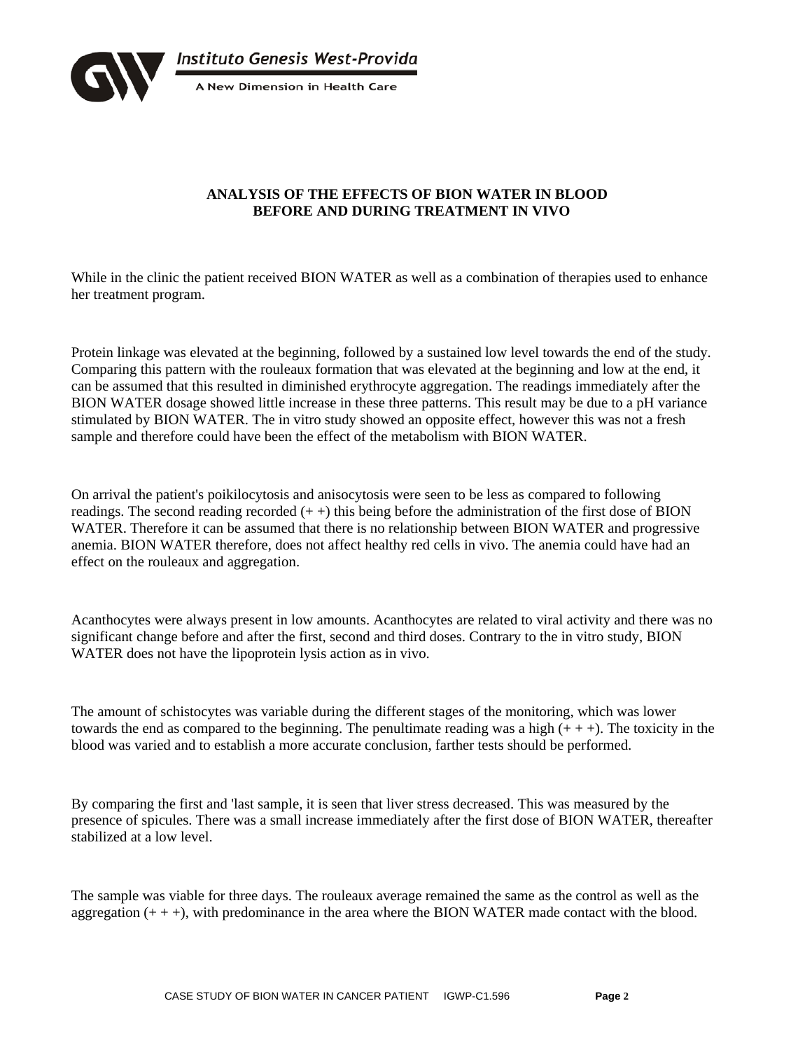## ANALYSIS OF THE EFFECTS OF BION WATER IN BLOOD BEFORE AND DURING TREATMENT IN VIVO

While in the clinic the patient received BION WATER as well as a combination of therapies used to enhance her treatment program.

Protein linkage was elevated at the beginning, followed by a sustained low level towards the end of the study. Comparing this pattern with the rouleaux formation that was elevated at the beginning and low at the end, it can be assumed that this resulted in diminished erythrocyte aggregation. The readings immediately after the BION WATER dosage showed little increase in these three patterns. This result may be due to a pH variance stimulated by BION WATER. The in vitro study showed an opposite effect, however this was not a fresh sample and therefore could have been the effect of the metabolism with BION WATER.

On arrival the patient's poikilocytosis and anisocytosis were seen to be less as compared to following readings. The second reading recorded (+ +) this being before the administration of the first dose of BION WATER. Therefore it can be assumed that there is no relationship between BION WATER and progressive anemia. BION WATER therefore, does not affect healthy red cells in vivo. The anemia could have had an effect on the rouleaux and aggregation.

Acanthocytes were always present in low amounts. Acanthocytes are related to viral activity and there was no significant change before and after the first, second and third doses. Contrary to the in vitro study, BION WATER does not have the lipoprotein lysis action as in vivo.

The amount of schistocytes was variable during the different stages of the monitoring, which was lower towards the end as compared to the beginning. The penultimate reading was a high (+ + +). The toxicity in the blood was varied and to establish a more accurate conclusion, farther tests should be performed.

By comparing the first and 'last sample, it is seen that liver stress decreased. This was measured by the presence of spicules. There was a small increase immediately after the first dose of BION WATER, thereafter stabilized at a low level.

The sample was viable for three days. The rouleaux average remained the same as the control as well as the aggregation (+ + +), with predominance in the area where the BION WATER made contact with the blood.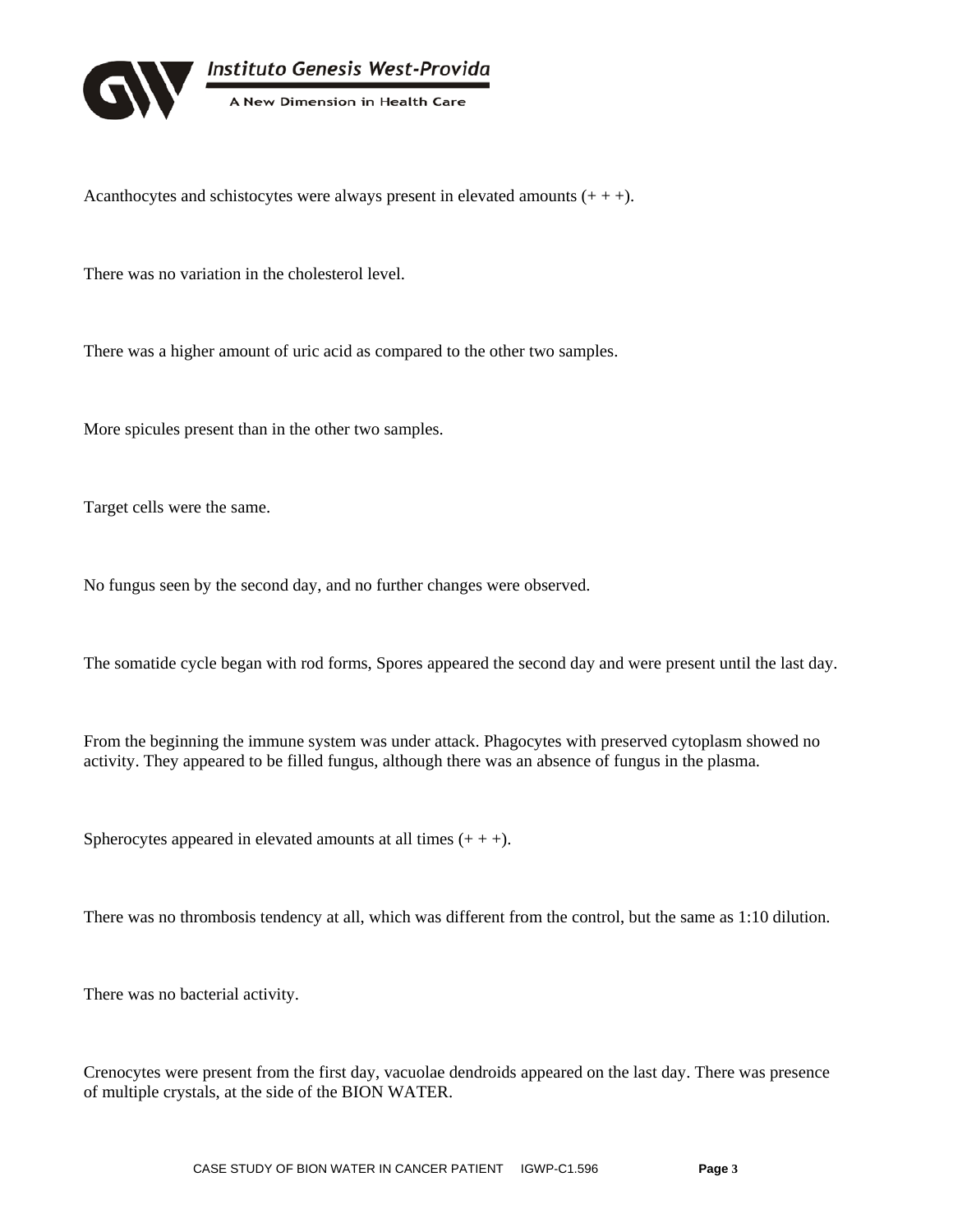Acanthocytes and schistocytes were always present in elevated amounts (+ + +).

There was no variation in the cholesterol level.

There was a higher amount of uric acid as compared to the other two samples.

More spicules present than in the other two samples.

Target cells were the same.

No fungus seen by the second day, and no further changes were observed.

The somatide cycle began with rod forms, Spores appeared the second day and were present until the last day.

From the beginning the immune system was under attack. Phagocytes with preserved cytoplasm showed no activity. They appeared to be filled fungus, although there was an absence of fungus in the plasma.

Spherocytes appeared in elevated amounts at all times (+ + +).

There was no thrombosis tendency at all, which was different from the control, but the same as 1:10 dilution.

There was no bacterial activity.

Crenocytes were present from the first day, vacuolae dendroids appeared on the last day. There was presence of multiple crystals, at the side of the BION WATER.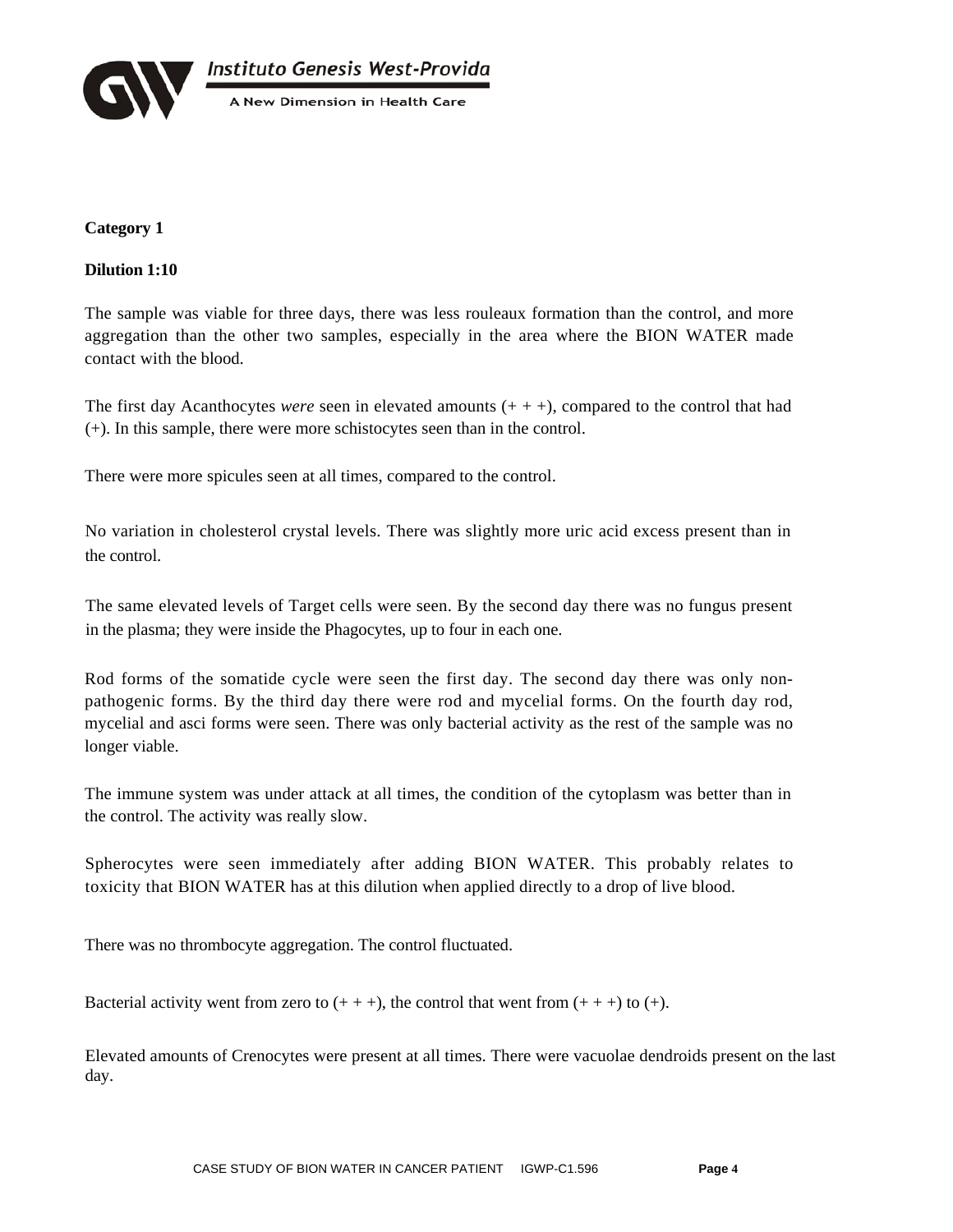**Category 1**

**Dilution 1:10**

The sample was viable for three days, there was less rouleaux formation than the control, and more aggregation than the other two samples, especially in the area where the BION WATER made contact with the blood.

The first day Acanthocytes *were* seen in elevated amounts (+ + +), compared to the control that had (+). In this sample, there were more schistocytes seen than in the control.

There were more spicules seen at all times, compared to the control.

No variation in cholesterol crystal levels. There was slightly more uric acid excess present than in the control.

The same elevated levels of Target cells were seen. By the second day there was no fungus present in the plasma; they were inside the Phagocytes, up to four in each one.

Rod forms of the somatide cycle were seen the first day. The second day there was only non-pathogenic forms. By the third day there were rod and mycelial forms. On the fourth day rod, mycelial and asci forms were seen. There was only bacterial activity as the rest of the sample was no longer viable.

The immune system was under attack at all times, the condition of the cytoplasm was better than in the control. The activity was really slow.

Spherocytes were seen immediately after adding BION WATER. This probably relates to toxicity that BION WATER has at this dilution when applied directly to a drop of live blood.

There was no thrombocyte aggregation. The control fluctuated.

Bacterial activity went from zero to (+ + +), the control that went from (+ + +) to (+).

Elevated amounts of Crenocytes were present at all times. There were vacuolae dendroids present on the last day.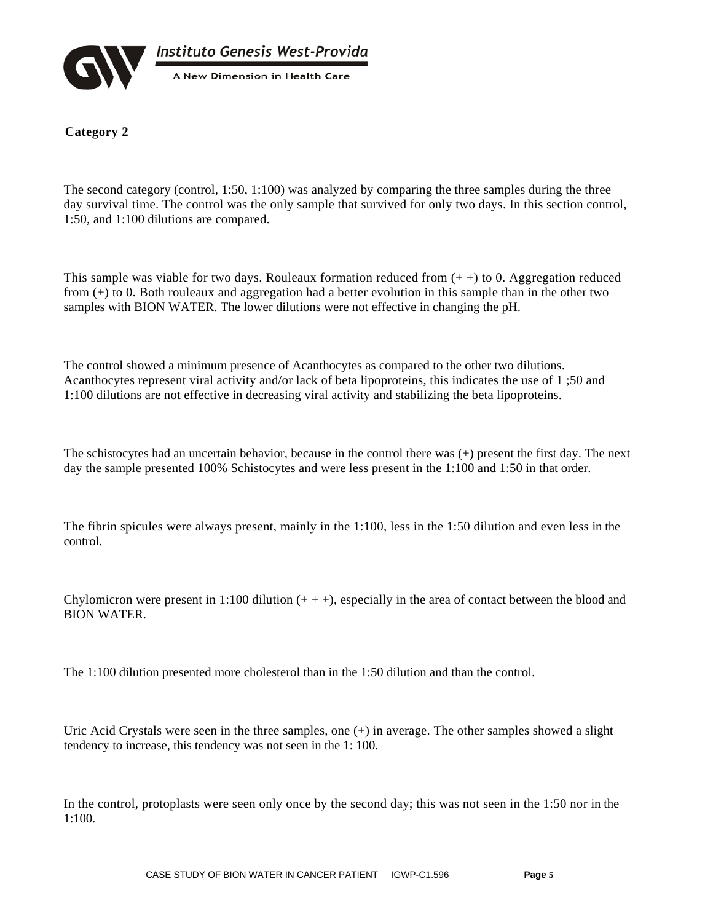**Category 2**

The second category (control, 1:50, 1:100) was analyzed by comparing the three samples during the three day survival time. The control was the only sample that survived for only two days. In this section control, 1:50, and 1:100 dilutions are compared.

This sample was viable for two days. Rouleaux formation reduced from (+ +) to 0. Aggregation reduced from (+) to 0. Both rouleaux and aggregation had a better evolution in this sample than in the other two samples with BION WATER. The lower dilutions were not effective in changing the pH.

The control showed a minimum presence of Acanthocytes as compared to the other two dilutions. Acanthocytes represent viral activity and/or lack of beta lipoproteins, this indicates the use of 1 ;50 and 1:100 dilutions are not effective in decreasing viral activity and stabilizing the beta lipoproteins.

The schistocytes had an uncertain behavior, because in the control there was (+) present the first day. The next day the sample presented 100% Schistocytes and were less present in the 1:100 and 1:50 in that order.

The fibrin spicules were always present, mainly in the 1:100, less in the 1:50 dilution and even less in the control.

Chylomicron were present in 1:100 dilution (+ + +), especially in the area of contact between the blood and BION WATER.

The 1:100 dilution presented more cholesterol than in the 1:50 dilution and than the control.

Uric Acid Crystals were seen in the three samples, one (+) in average. The other samples showed a slight tendency to increase, this tendency was not seen in the 1: 100.

In the control, protoplasts were seen only once by the second day; this was not seen in the 1:50 nor in the 1:100.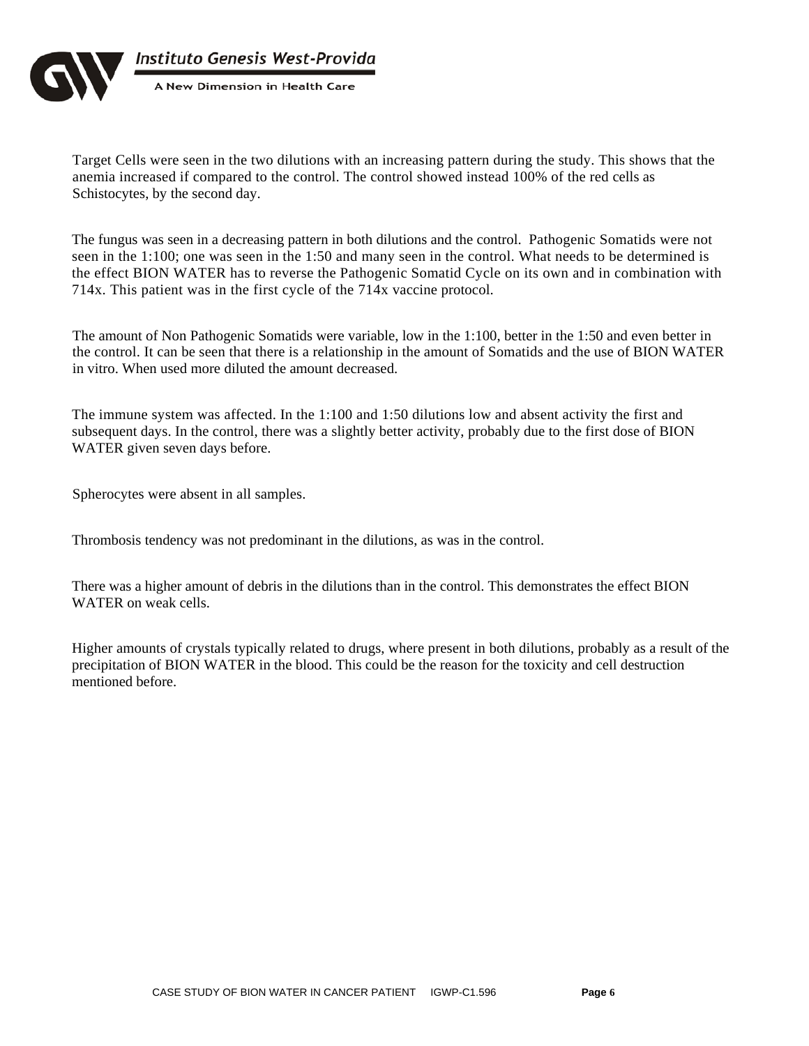Target Cells were seen in the two dilutions with an increasing pattern during the study. This shows that the anemia increased if compared to the control. The control showed instead 100% of the red cells as Schistocytes, by the second day.

The fungus was seen in a decreasing pattern in both dilutions and the control. Pathogenic Somatids were not seen in the 1:100; one was seen in the 1:50 and many seen in the control. What needs to be determined is the effect BION WATER has to reverse the Pathogenic Somatid Cycle on its own and in combination with 714x. This patient was in the first cycle of the 714x vaccine protocol.

The amount of Non Pathogenic Somatids were variable, low in the 1:100, better in the 1:50 and even better in the control. It can be seen that there is a relationship in the amount of Somatids and the use of BION WATER in vitro. When used more diluted the amount decreased.

The immune system was affected. In the 1:100 and 1:50 dilutions low and absent activity the first and subsequent days. In the control, there was a slightly better activity, probably due to the first dose of BION WATER given seven days before.

Spherocytes were absent in all samples.

Thrombosis tendency was not predominant in the dilutions, as was in the control.

There was a higher amount of debris in the dilutions than in the control. This demonstrates the effect BION WATER on weak cells.

Higher amounts of crystals typically related to drugs, where present in both dilutions, probably as a result of the precipitation of BION WATER in the blood. This could be the reason for the toxicity and cell destruction mentioned before.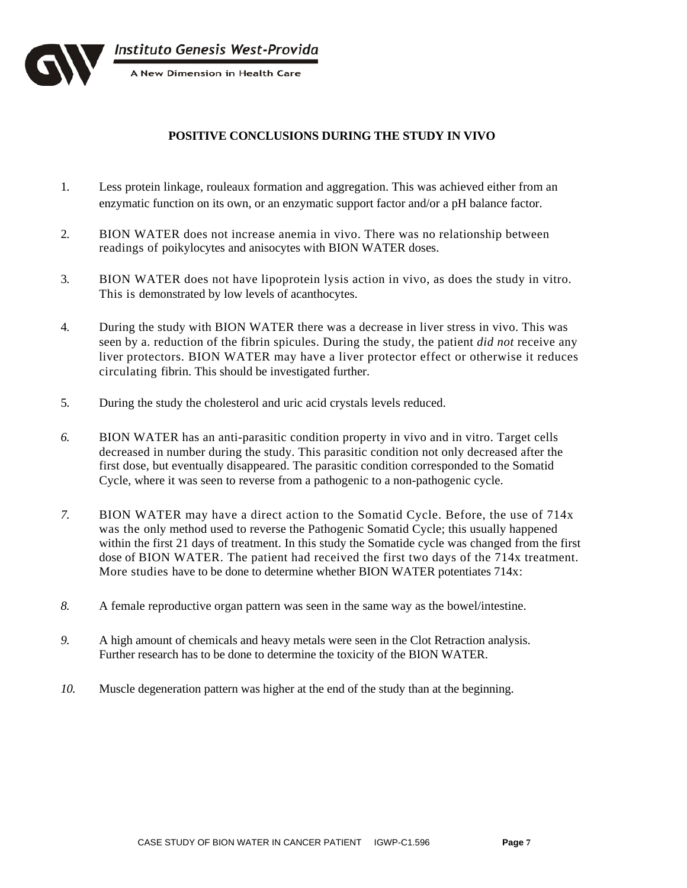**POSITIVE CONCLUSIONS DURING THE STUDY IN VIVO**

1. Less protein linkage, rouleaux formation and aggregation. This was achieved either from an enzymatic function on its own, or an enzymatic support factor and/or a pH balance factor.

2. BION WATER does not increase anemia in vivo. There was no relationship between readings of poikylocytes and anisocytes with BION WATER doses.

3. BION WATER does not have lipoprotein lysis action in vivo, as does the study in vitro. This is demonstrated by low levels of acanthocytes.

4. During the study with BION WATER there was a decrease in liver stress in vivo. This was seen by a. reduction of the fibrin spicules. During the study, the patient *did not* receive any liver protectors. BION WATER may have a liver protector effect or otherwise it reduces circulating fibrin. This should be investigated further.

5. During the study the cholesterol and uric acid crystals levels reduced.

6. BION WATER has an anti-parasitic condition property in vivo and in vitro. Target cells decreased in number during the study. This parasitic condition not only decreased after the first dose, but eventually disappeared. The parasitic condition corresponded to the Somatid Cycle, where it was seen to reverse from a pathogenic to a non-pathogenic cycle.

7. BION WATER may have a direct action to the Somatid Cycle. Before, the use of 714x was the only method used to reverse the Pathogenic Somatid Cycle; this usually happened within the first 21 days of treatment. In this study the Somatide cycle was changed from the first dose of BION WATER. The patient had received the first two days of the 714x treatment. More studies have to be done to determine whether BION WATER potentiates 714x:

8. A female reproductive organ pattern was seen in the same way as the bowel/intestine.

9. A high amount of chemicals and heavy metals were seen in the Clot Retraction analysis. Further research has to be done to determine the toxicity of the BION WATER.

10. Muscle degeneration pattern was higher at the end of the study than at the beginning.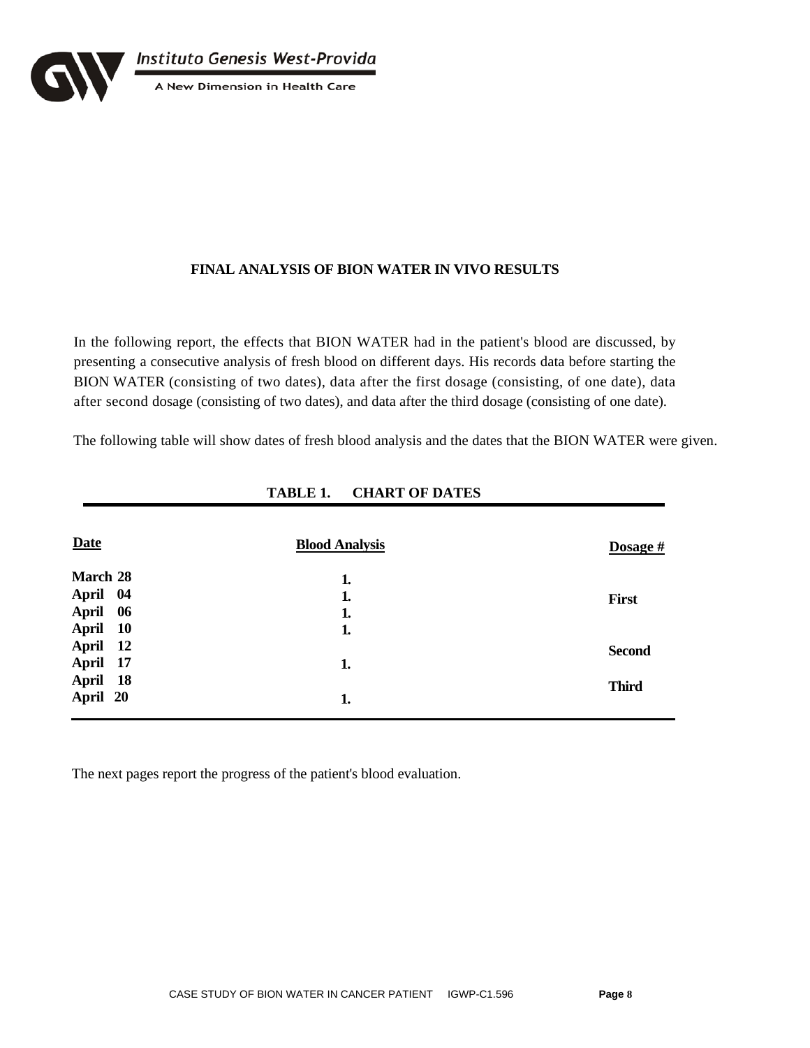### FINAL ANALYSIS OF BION WATER IN VIVO RESULTS

In the following report, the effects that BION WATER had in the patient's blood are discussed, by presenting a consecutive analysis of fresh blood on different days. His records data before starting the BION WATER (consisting of two dates), data after the first dosage (consisting, of one date), data after second dosage (consisting of two dates), and data after the third dosage (consisting of one date).

The following table will show dates of fresh blood analysis and the dates that the BION WATER were given.

**TABLE 1. CHART OF DATES**

| Date | Blood Analysis | Dosage # |
|---|---|---|
| **March 28** | **1.** | |
| **April 04** | **1.** | **First** |
| **April 06** | **1.** | |
| **April 10** | **1.** | |
| **April 12** | | **Second** |
| **April 17** | **1.** | |
| **April 18** | | **Third** |
| **April 20** | **1.** | |

The next pages report the progress of the patient's blood evaluation.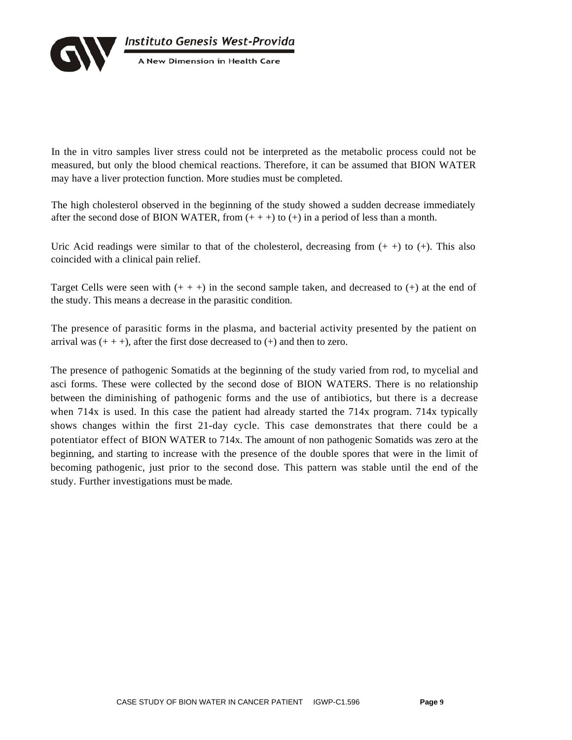In the in vitro samples liver stress could not be interpreted as the metabolic process could not be measured, but only the blood chemical reactions. Therefore, it can be assumed that BION WATER may have a liver protection function. More studies must be completed.

The high cholesterol observed in the beginning of the study showed a sudden decrease immediately after the second dose of BION WATER, from (+ + +) to (+) in a period of less than a month.

Uric Acid readings were similar to that of the cholesterol, decreasing from (+ +) to (+). This also coincided with a clinical pain relief.

Target Cells were seen with (+ + +) in the second sample taken, and decreased to (+) at the end of the study. This means a decrease in the parasitic condition.

The presence of parasitic forms in the plasma, and bacterial activity presented by the patient on arrival was (+ + +), after the first dose decreased to (+) and then to zero.

The presence of pathogenic Somatids at the beginning of the study varied from rod, to mycelial and asci forms. These were collected by the second dose of BION WATERS. There is no relationship between the diminishing of pathogenic forms and the use of antibiotics, but there is a decrease when 714x is used. In this case the patient had already started the 714x program. 714x typically shows changes within the first 21-day cycle. This case demonstrates that there could be a potentiator effect of BION WATER to 714x. The amount of non pathogenic Somatids was zero at the beginning, and starting to increase with the presence of the double spores that were in the limit of becoming pathogenic, just prior to the second dose. This pattern was stable until the end of the study. Further investigations must be made.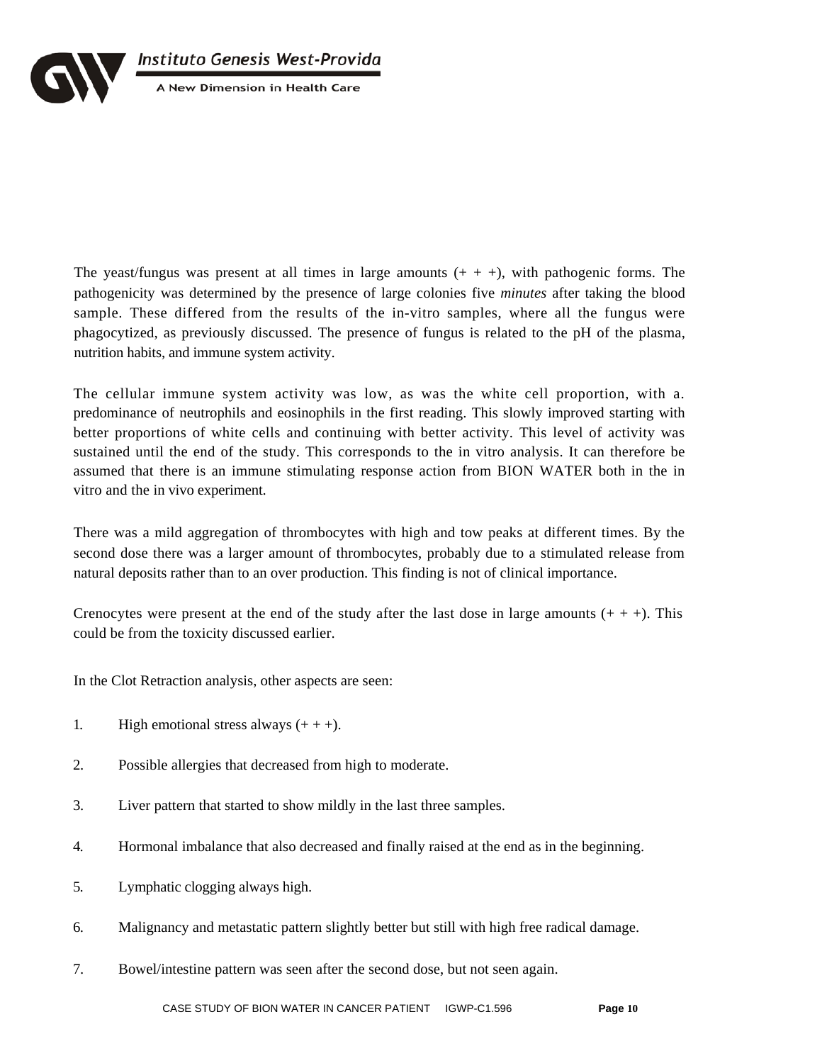The yeast/fungus was present at all times in large amounts (+ + +), with pathogenic forms. The pathogenicity was determined by the presence of large colonies five *minutes* after taking the blood sample. These differed from the results of the in-vitro samples, where all the fungus were phagocytized, as previously discussed. The presence of fungus is related to the pH of the plasma, nutrition habits, and immune system activity.

The cellular immune system activity was low, as was the white cell proportion, with a. predominance of neutrophils and eosinophils in the first reading. This slowly improved starting with better proportions of white cells and continuing with better activity. This level of activity was sustained until the end of the study. This corresponds to the in vitro analysis. It can therefore be assumed that there is an immune stimulating response action from BION WATER both in the in vitro and the in vivo experiment.

There was a mild aggregation of thrombocytes with high and tow peaks at different times. By the second dose there was a larger amount of thrombocytes, probably due to a stimulated release from natural deposits rather than to an over production. This finding is not of clinical importance.

Crenocytes were present at the end of the study after the last dose in large amounts (+ + +). This could be from the toxicity discussed earlier.

In the Clot Retraction analysis, other aspects are seen:

1. High emotional stress always (+ + +).
2. Possible allergies that decreased from high to moderate.
3. Liver pattern that started to show mildly in the last three samples.
4. Hormonal imbalance that also decreased and finally raised at the end as in the beginning.
5. Lymphatic clogging always high.
6. Malignancy and metastatic pattern slightly better but still with high free radical damage.
7. Bowel/intestine pattern was seen after the second dose, but not seen again.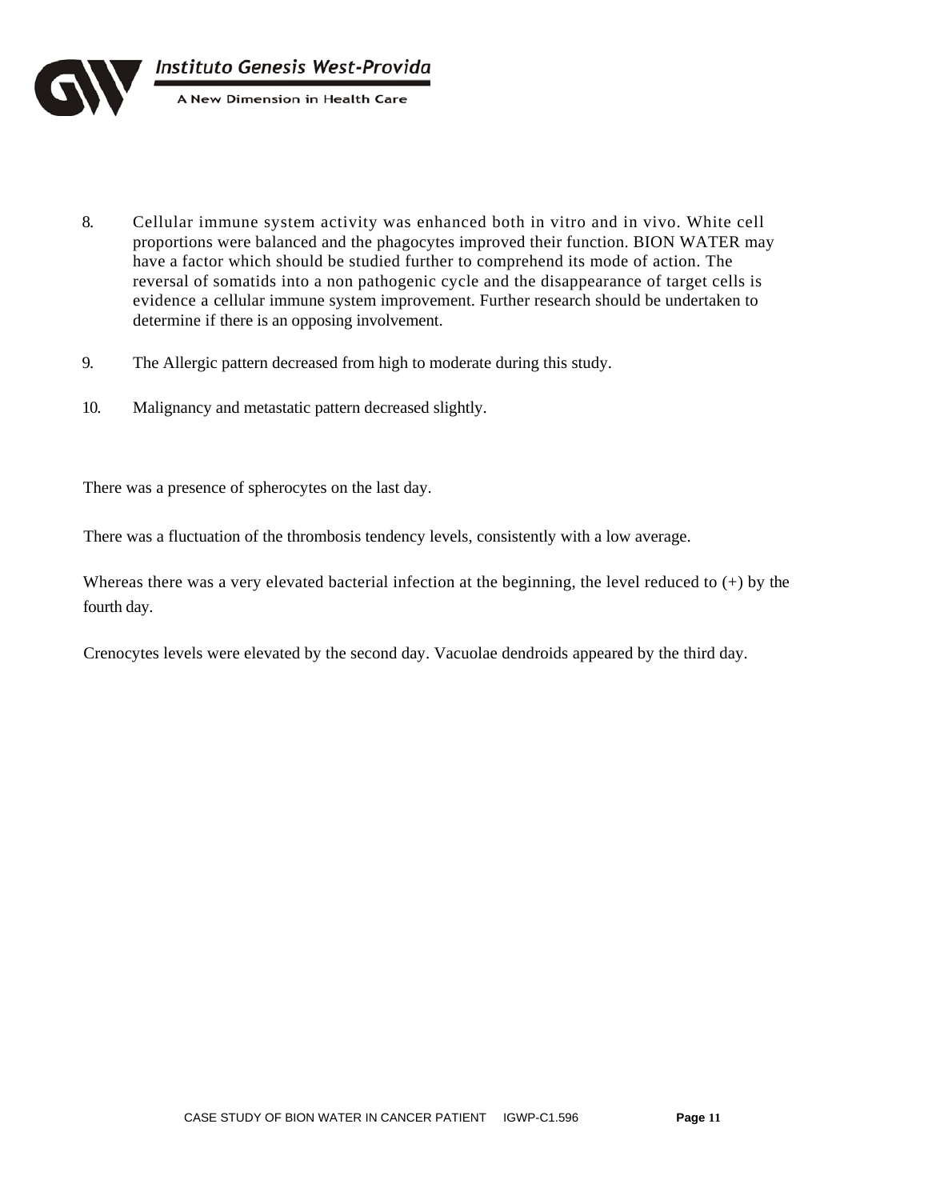8. Cellular immune system activity was enhanced both in vitro and in vivo. White cell proportions were balanced and the phagocytes improved their function. BION WATER may have a factor which should be studied further to comprehend its mode of action. The reversal of somatids into a non pathogenic cycle and the disappearance of target cells is evidence a cellular immune system improvement. Further research should be undertaken to determine if there is an opposing involvement.

9. The Allergic pattern decreased from high to moderate during this study.

10. Malignancy and metastatic pattern decreased slightly.

There was a presence of spherocytes on the last day.

There was a fluctuation of the thrombosis tendency levels, consistently with a low average.

Whereas there was a very elevated bacterial infection at the beginning, the level reduced to (+) by the fourth day.

Crenocytes levels were elevated by the second day. Vacuolae dendroids appeared by the third day.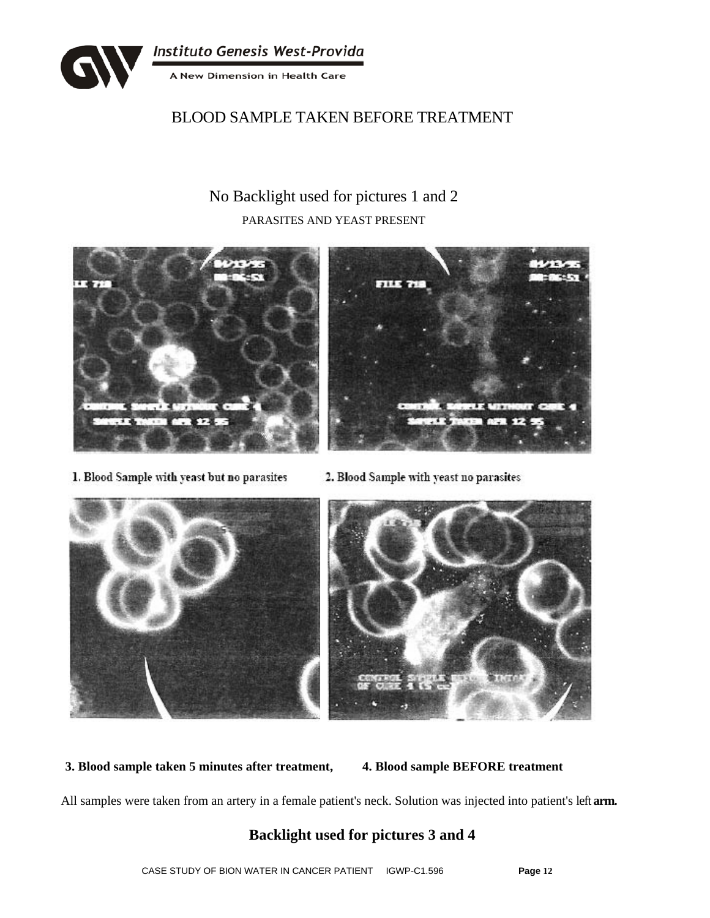# BLOOD SAMPLE TAKEN BEFORE TREATMENT

## No Backlight used for pictures 1 and 2

PARASITES AND YEAST PRESENT

1. Blood Sample with yeast but no parasites

2. Blood Sample with yeast no parasites

**3. Blood sample taken 5 minutes after treatment,** **4. Blood sample BEFORE treatment**

All samples were taken from an artery in a female patient's neck. Solution was injected into patient's left **arm.**

## Backlight used for pictures 3 and 4